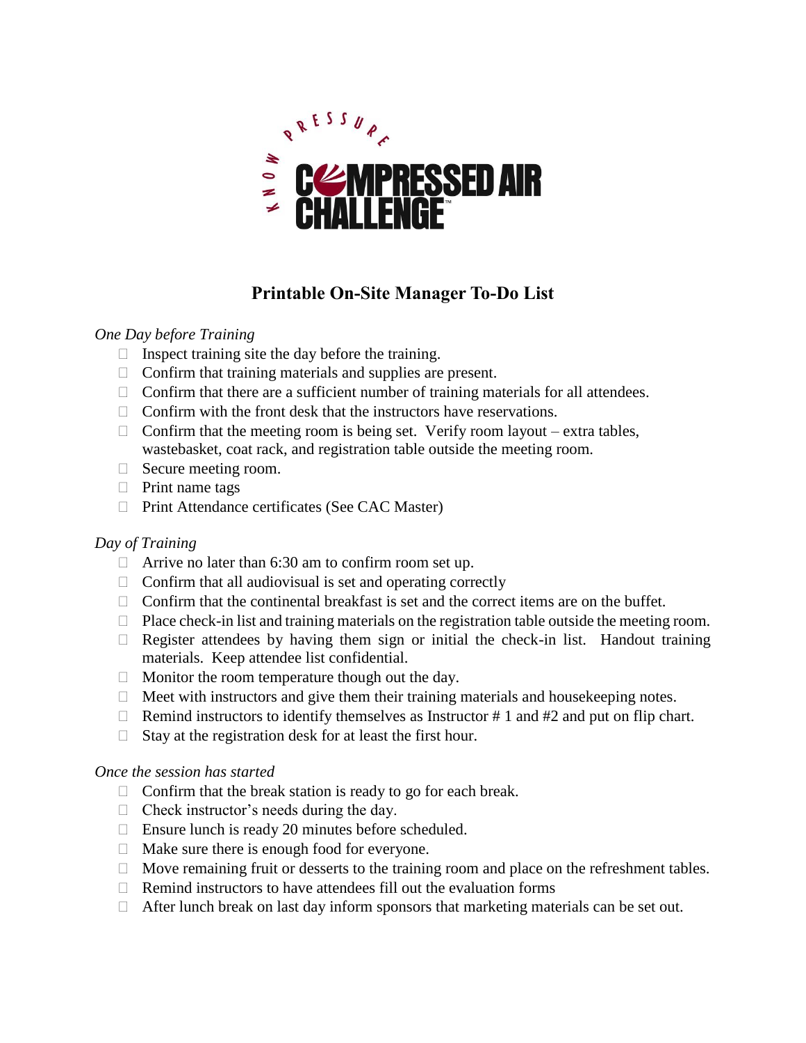KNOW PRESSURE COMPRESSED AIR CHALLENGE™

## Printable On-Site Manager To-Do List

*One Day before Training*

- ☐ Inspect training site the day before the training.
- ☐ Confirm that training materials and supplies are present.
- ☐ Confirm that there are a sufficient number of training materials for all attendees.
- ☐ Confirm with the front desk that the instructors have reservations.
- ☐ Confirm that the meeting room is being set. Verify room layout – extra tables, wastebasket, coat rack, and registration table outside the meeting room.
- ☐ Secure meeting room.
- ☐ Print name tags
- ☐ Print Attendance certificates (See CAC Master)

*Day of Training*

- ☐ Arrive no later than 6:30 am to confirm room set up.
- ☐ Confirm that all audiovisual is set and operating correctly
- ☐ Confirm that the continental breakfast is set and the correct items are on the buffet.
- ☐ Place check-in list and training materials on the registration table outside the meeting room.
- ☐ Register attendees by having them sign or initial the check-in list. Handout training materials. Keep attendee list confidential.
- ☐ Monitor the room temperature though out the day.
- ☐ Meet with instructors and give them their training materials and housekeeping notes.
- ☐ Remind instructors to identify themselves as Instructor # 1 and #2 and put on flip chart.
- ☐ Stay at the registration desk for at least the first hour.

*Once the session has started*

- ☐ Confirm that the break station is ready to go for each break.
- ☐ Check instructor's needs during the day.
- ☐ Ensure lunch is ready 20 minutes before scheduled.
- ☐ Make sure there is enough food for everyone.
- ☐ Move remaining fruit or desserts to the training room and place on the refreshment tables.
- ☐ Remind instructors to have attendees fill out the evaluation forms
- ☐ After lunch break on last day inform sponsors that marketing materials can be set out.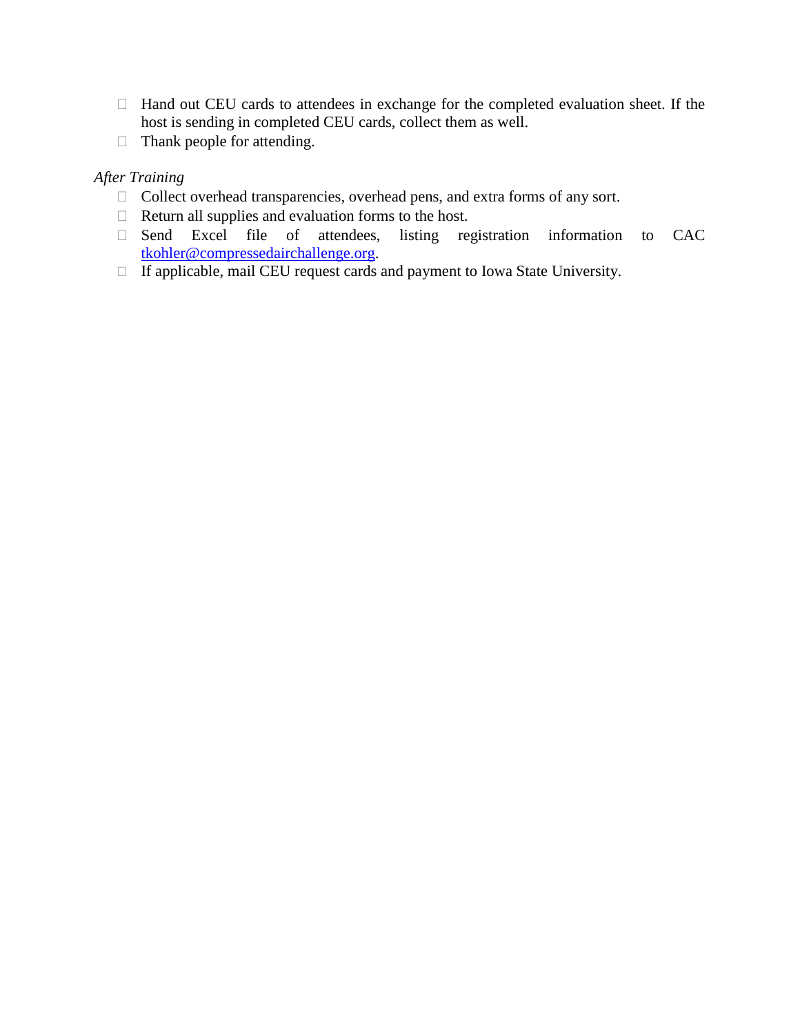- Hand out CEU cards to attendees in exchange for the completed evaluation sheet. If the host is sending in completed CEU cards, collect them as well.
- Thank people for attending.

*After Training*

- Collect overhead transparencies, overhead pens, and extra forms of any sort.
- Return all supplies and evaluation forms to the host.
- Send Excel file of attendees, listing registration information to CAC tkohler@compressedairchallenge.org.
- If applicable, mail CEU request cards and payment to Iowa State University.